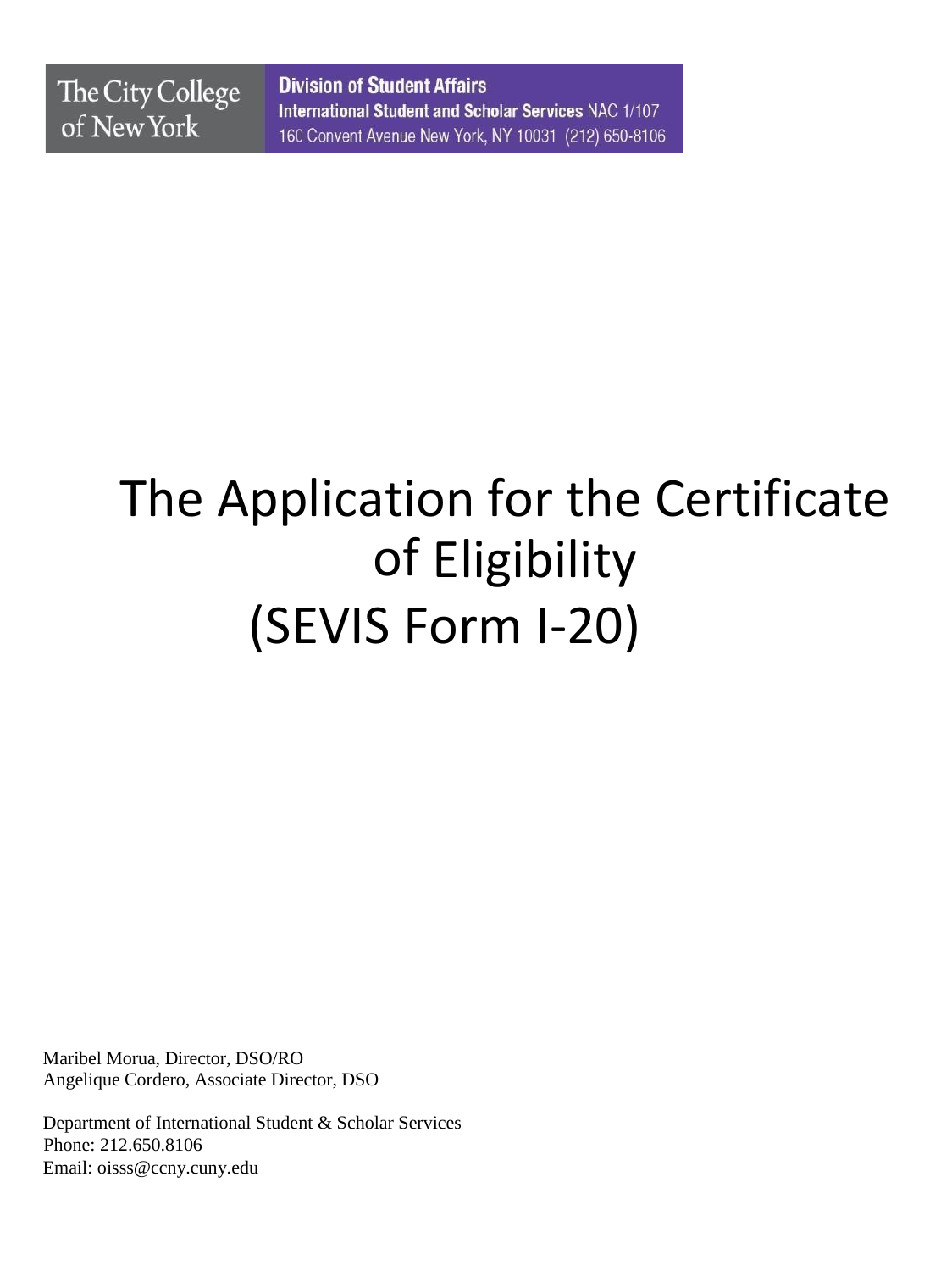The City College of New York

**Division of Student Affairs**
**International Student and Scholar Services** NAC 1/107
160 Convent Avenue New York, NY 10031 (212) 650-8106

# The Application for the Certificate of Eligibility (SEVIS Form I-20)

Maribel Morua, Director, DSO/RO
Angelique Cordero, Associate Director, DSO

Department of International Student & Scholar Services
Phone: 212.650.8106
Email: oisss@ccny.cuny.edu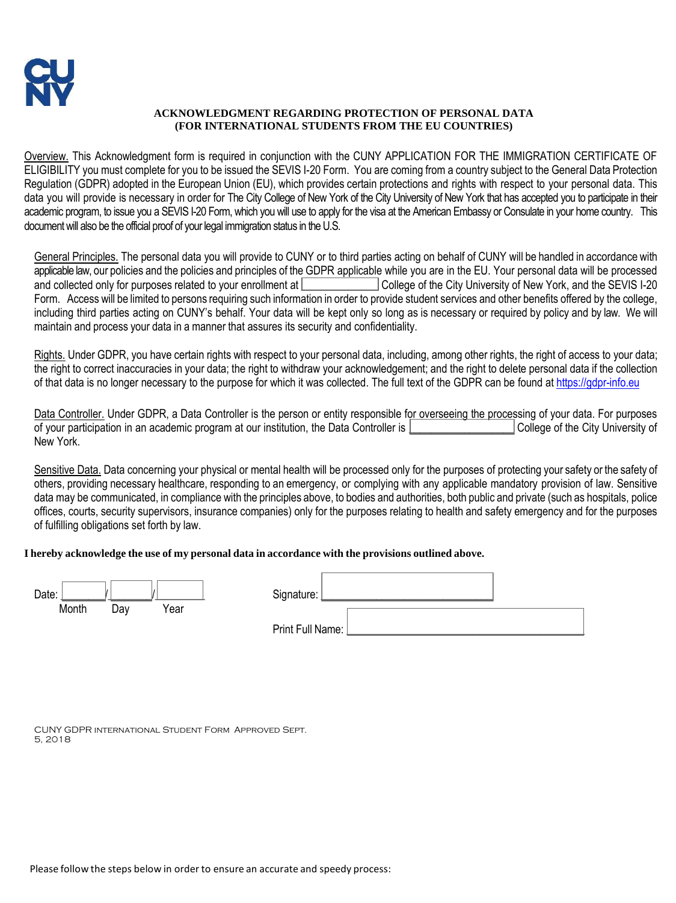CUNY

**ACKNOWLEDGMENT REGARDING PROTECTION OF PERSONAL DATA (FOR INTERNATIONAL STUDENTS FROM THE EU COUNTRIES)**

Overview. This Acknowledgment form is required in conjunction with the CUNY APPLICATION FOR THE IMMIGRATION CERTIFICATE OF ELIGIBILITY you must complete for you to be issued the SEVIS I-20 Form. You are coming from a country subject to the General Data Protection Regulation (GDPR) adopted in the European Union (EU), which provides certain protections and rights with respect to your personal data. This data you will provide is necessary in order for The City College of New York of the City University of New York that has accepted you to participate in their academic program, to issue you a SEVIS I-20 Form, which you will use to apply for the visa at the American Embassy or Consulate in your home country. This document will also be the official proof of your legal immigration status in the U.S.

General Principles. The personal data you will provide to CUNY or to third parties acting on behalf of CUNY will be handled in accordance with applicable law, our policies and the policies and principles of the GDPR applicable while you are in the EU. Your personal data will be processed and collected only for purposes related to your enrollment at ____________ College of the City University of New York, and the SEVIS I-20 Form. Access will be limited to persons requiring such information in order to provide student services and other benefits offered by the college, including third parties acting on CUNY's behalf. Your data will be kept only so long as is necessary or required by policy and by law. We will maintain and process your data in a manner that assures its security and confidentiality.

Rights. Under GDPR, you have certain rights with respect to your personal data, including, among other rights, the right of access to your data; the right to correct inaccuracies in your data; the right to withdraw your acknowledgement; and the right to delete personal data if the collection of that data is no longer necessary to the purpose for which it was collected. The full text of the GDPR can be found at https://gdpr-info.eu

Data Controller. Under GDPR, a Data Controller is the person or entity responsible for overseeing the processing of your data. For purposes of your participation in an academic program at our institution, the Data Controller is ________________ College of the City University of New York.

Sensitive Data. Data concerning your physical or mental health will be processed only for the purposes of protecting your safety or the safety of others, providing necessary healthcare, responding to an emergency, or complying with any applicable mandatory provision of law. Sensitive data may be communicated, in compliance with the principles above, to bodies and authorities, both public and private (such as hospitals, police offices, courts, security supervisors, insurance companies) only for the purposes relating to health and safety emergency and for the purposes of fulfilling obligations set forth by law.

**I hereby acknowledge the use of my personal data in accordance with the provisions outlined above.**

Date: ______ / ______ / ______
Month Day Year

Signature: ____________________________

Print Full Name: ____________________________

CUNY GDPR International Student Form Approved Sept. 5, 2018

Please follow the steps below in order to ensure an accurate and speedy process: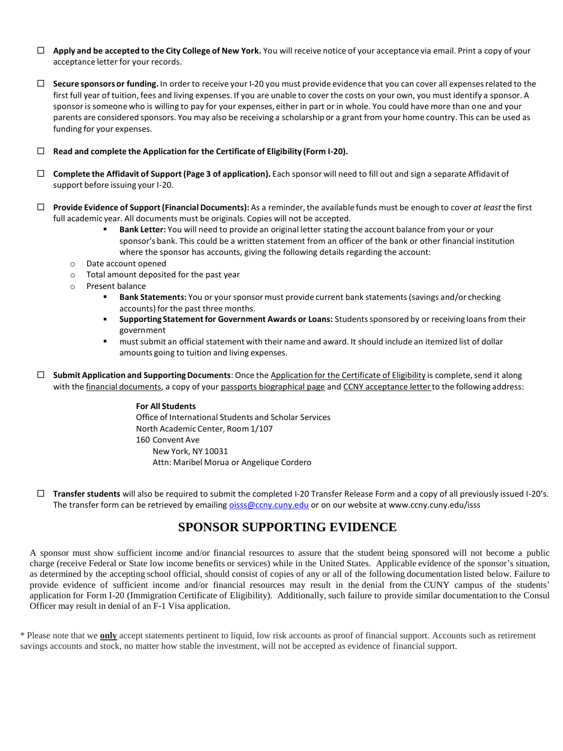- ☐ **Apply and be accepted to the City College of New York.** You will receive notice of your acceptance via email. Print a copy of your acceptance letter for your records.

- ☐ **Secure sponsors or funding.** In order to receive your I-20 you must provide evidence that you can cover all expenses related to the first full year of tuition, fees and living expenses. If you are unable to cover the costs on your own, you must identify a sponsor. A sponsor is someone who is willing to pay for your expenses, either in part or in whole. You could have more than one and your parents are considered sponsors. You may also be receiving a scholarship or a grant from your home country. This can be used as funding for your expenses.

- ☐ **Read and complete the Application for the Certificate of Eligibility (Form I-20).**

- ☐ **Complete the Affidavit of Support (Page 3 of application).** Each sponsor will need to fill out and sign a separate Affidavit of support before issuing your I-20.

- ☐ **Provide Evidence of Support (Financial Documents):** As a reminder, the available funds must be enough to cover *at least* the first full academic year. All documents must be originals. Copies will not be accepted.
  - **Bank Letter:** You will need to provide an original letter stating the account balance from your or your sponsor's bank. This could be a written statement from an officer of the bank or other financial institution where the sponsor has accounts, giving the following details regarding the account:
    - Date account opened
    - Total amount deposited for the past year
    - Present balance
  - **Bank Statements:** You or your sponsor must provide current bank statements (savings and/or checking accounts) for the past three months.
  - **Supporting Statement for Government Awards or Loans:** Students sponsored by or receiving loans from their government
  - must submit an official statement with their name and award. It should include an itemized list of dollar amounts going to tuition and living expenses.

- ☐ **Submit Application and Supporting Documents**: Once the Application for the Certificate of Eligibility is complete, send it along with the financial documents, a copy of your passports biographical page and CCNY acceptance letter to the following address:

  **For All Students**
  Office of International Students and Scholar Services
  North Academic Center, Room 1/107
  160 Convent Ave
  New York, NY 10031
  Attn: Maribel Morua or Angelique Cordero

- ☐ **Transfer students** will also be required to submit the completed I-20 Transfer Release Form and a copy of all previously issued I-20's. The transfer form can be retrieved by emailing oisss@ccny.cuny.edu or on our website at www.ccny.cuny.edu/isss

## SPONSOR SUPPORTING EVIDENCE

A sponsor must show sufficient income and/or financial resources to assure that the student being sponsored will not become a public charge (receive Federal or State low income benefits or services) while in the United States. Applicable evidence of the sponsor's situation, as determined by the accepting school official, should consist of copies of any or all of the following documentation listed below. Failure to provide evidence of sufficient income and/or financial resources may result in the denial from the CUNY campus of the students' application for Form I-20 (Immigration Certificate of Eligibility). Additionally, such failure to provide similar documentation to the Consul Officer may result in denial of an F-1 Visa application.

* Please note that we **only** accept statements pertinent to liquid, low risk accounts as proof of financial support. Accounts such as retirement savings accounts and stock, no matter how stable the investment, will not be accepted as evidence of financial support.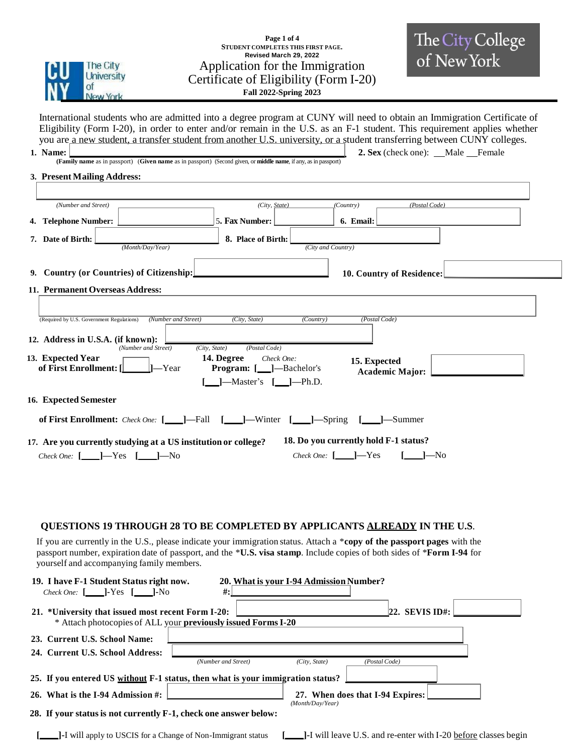Page 1 of 4
**STUDENT COMPLETES THIS FIRST PAGE.**
**Revised March 29, 2022**

CUNY The City University of New York

The City College of New York

# Application for the Immigration Certificate of Eligibility (Form I-20)

**Fall 2022-Spring 2023**

International students who are admitted into a degree program at CUNY will need to obtain an Immigration Certificate of Eligibility (Form I-20), in order to enter and/or remain in the U.S. as an F-1 student. This requirement applies whether you are a new student, a transfer student from another U.S. university, or a student transferring between CUNY colleges.

1. **Name:** ______________________________
   (**Family name** as in passport) (**Given name** as in passport) (Second given, or **middle name**, if any, as in passport)

2. **Sex** (check one): __Male __Female

3. **Present Mailing Address:** ______________________________
   *(Number and Street)* *(City, State)* *(Country)* *(Postal Code)*

4. **Telephone Number:** ________

5. **Fax Number:** ________

6. **Email:** ________

7. **Date of Birth:** ________ *(Month/Day/Year)*

8. **Place of Birth:** ________ *(City and Country)*

9. **Country (or Countries) of Citizenship:** ________

10. **Country of Residence:** ________

11. **Permanent Overseas Address:** ______________________________
    (Required by U.S. Government Regulations) *(Number and Street)* *(City, State)* *(Country)* *(Postal Code)*

12. **Address in U.S.A. (if known):** ________
    *(Number and Street)* *(City, State)* *(Postal Code)*

13. **Expected Year of First Enrollment:** [______]—Year

14. **Degree Program:** *Check One:* [___]—Bachelor's [___]—Master's [___]—Ph.D.

15. **Expected Academic Major:** ________

16. **Expected Semester of First Enrollment:** *Check One:* [____]—Fall [____]—Winter [____]—Spring [____]—Summer

17. **Are you currently studying at a US institution or college?**
    *Check One:* [____]—Yes [____]—No

18. **Do you currently hold F-1 status?**
    *Check One:* [____]—Yes [____]—No

## QUESTIONS 19 THROUGH 28 TO BE COMPLETED BY APPLICANTS ALREADY IN THE U.S.

If you are currently in the U.S., please indicate your immigration status. Attach a ***copy of the passport pages** with the passport number, expiration date of passport, and the ***U.S. visa stamp**. Include copies of both sides of ***Form I-94** for yourself and accompanying family members.

19. **I have F-1 Student Status right now.**
    *Check One:* [____]-Yes [____]-No

20. **What is your I-94 Admission Number?**
    #:________

21. ***University that issued most recent Form I-20:** ________
    * Attach photocopies of ALL your **previously issued Forms I-20**

22. **SEVIS ID#:** ________

23. **Current U.S. School Name:** ________

24. **Current U.S. School Address:** ________
    *(Number and Street)* *(City, State)* *(Postal Code)*

25. **If you entered US without F-1 status, then what is your immigration status?** ________

26. **What is the I-94 Admission #:** ________

27. **When does that I-94 Expires:** ________ *(Month/Day/Year)*

28. **If your status is not currently F-1, check one answer below:**

[____]-I will apply to USCIS for a Change of Non-Immigrant status

[____]-I will leave U.S. and re-enter with I-20 before classes begin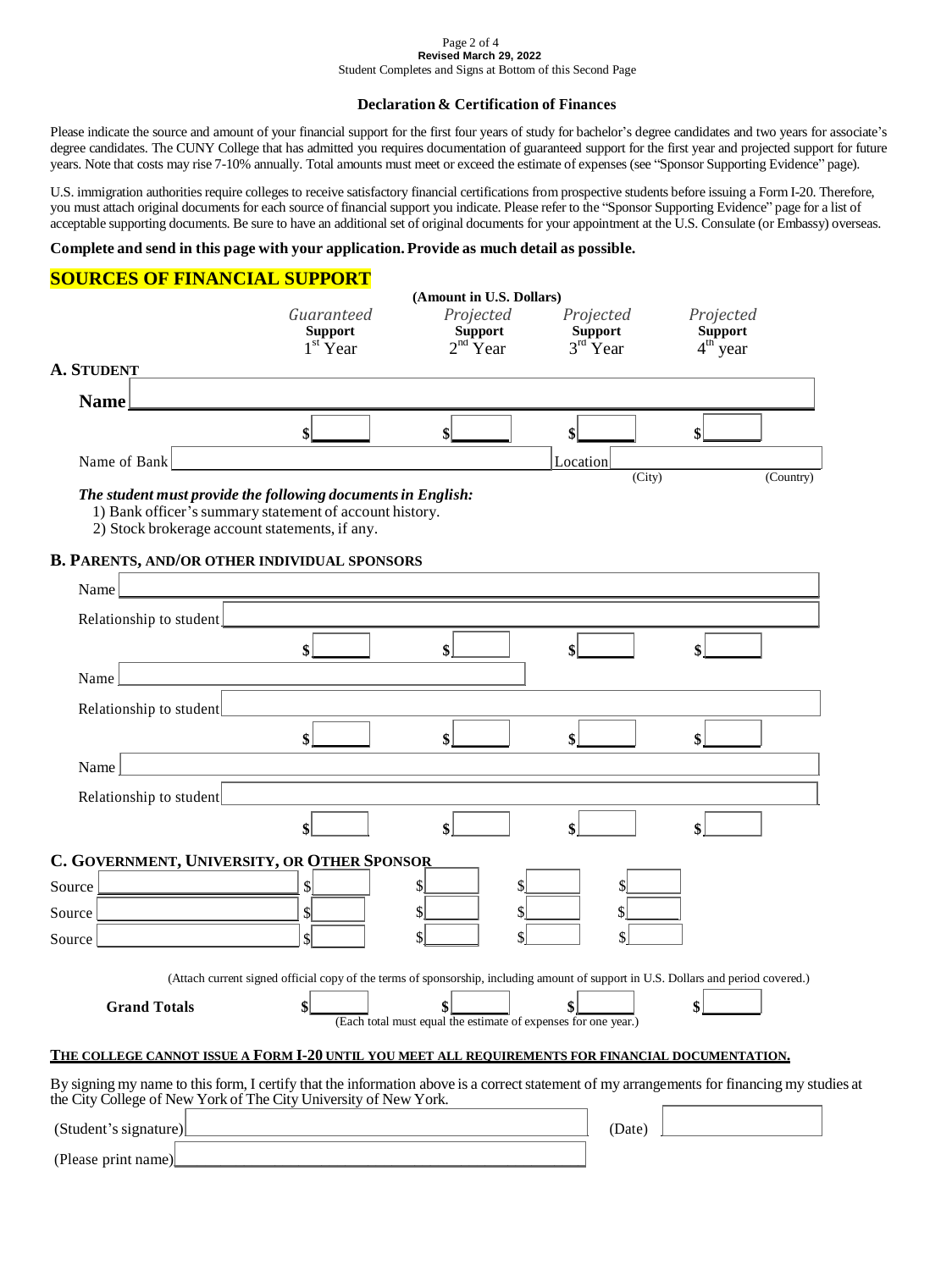Student Completes and Signs at Bottom of this Second Page

## Declaration & Certification of Finances

Please indicate the source and amount of your financial support for the first four years of study for bachelor's degree candidates and two years for associate's degree candidates. The CUNY College that has admitted you requires documentation of guaranteed support for the first year and projected support for future years. Note that costs may rise 7-10% annually. Total amounts must meet or exceed the estimate of expenses (see "Sponsor Supporting Evidence" page).

U.S. immigration authorities require colleges to receive satisfactory financial certifications from prospective students before issuing a Form I-20. Therefore, you must attach original documents for each source of financial support you indicate. Please refer to the "Sponsor Supporting Evidence" page for a list of acceptable supporting documents. Be sure to have an additional set of original documents for your appointment at the U.S. Consulate (or Embassy) overseas.

**Complete and send in this page with your application. Provide as much detail as possible.**

## SOURCES OF FINANCIAL SUPPORT

**(Amount in U.S. Dollars)**

| | *Guaranteed* **Support** 1st Year | *Projected* **Support** 2nd Year | *Projected* **Support** 3rd Year | *Projected* **Support** 4th year |
|---|---|---|---|---|

### A. STUDENT

**Name** ______________________________

| | $ ____ | $ ____ | $ ____ | $ ____ |
|---|---|---|---|---|

Name of Bank ______________________ Location ____________ (City) ____________ (Country)

***The student must provide the following documents in English:***

1) Bank officer's summary statement of account history.
2) Stock brokerage account statements, if any.

### B. PARENTS, AND/OR OTHER INDIVIDUAL SPONSORS

Name ______________________________

Relationship to student ______________________________

| | $ ____ | $ ____ | $ ____ | $ ____ |
|---|---|---|---|---|

Name ______________________________

Relationship to student ______________________________

| | $ ____ | $ ____ | $ ____ | $ ____ |
|---|---|---|---|---|

Name ______________________________

Relationship to student ______________________________

| | $ ____ | $ ____ | $ ____ | $ ____ |
|---|---|---|---|---|

### C. GOVERNMENT, UNIVERSITY, OR OTHER SPONSOR

| | | | | |
|---|---|---|---|---|
| Source ____________ | $ ____ | $ ____ | $ ____ | $ ____ |
| Source ____________ | $ ____ | $ ____ | $ ____ | $ ____ |
| Source ____________ | $ ____ | $ ____ | $ ____ | $ ____ |

(Attach current signed official copy of the terms of sponsorship, including amount of support in U.S. Dollars and period covered.)

| | | | | |
|---|---|---|---|---|
| **Grand Totals** | $ ____ | $ ____ | $ ____ | $ ____ |

(Each total must equal the estimate of expenses for one year.)

**THE COLLEGE CANNOT ISSUE A FORM I-20 UNTIL YOU MEET ALL REQUIREMENTS FOR FINANCIAL DOCUMENTATION.**

By signing my name to this form, I certify that the information above is a correct statement of my arrangements for financing my studies at the City College of New York of The City University of New York.

(Student's signature) ______________________________ (Date) ____________

(Please print name) ______________________________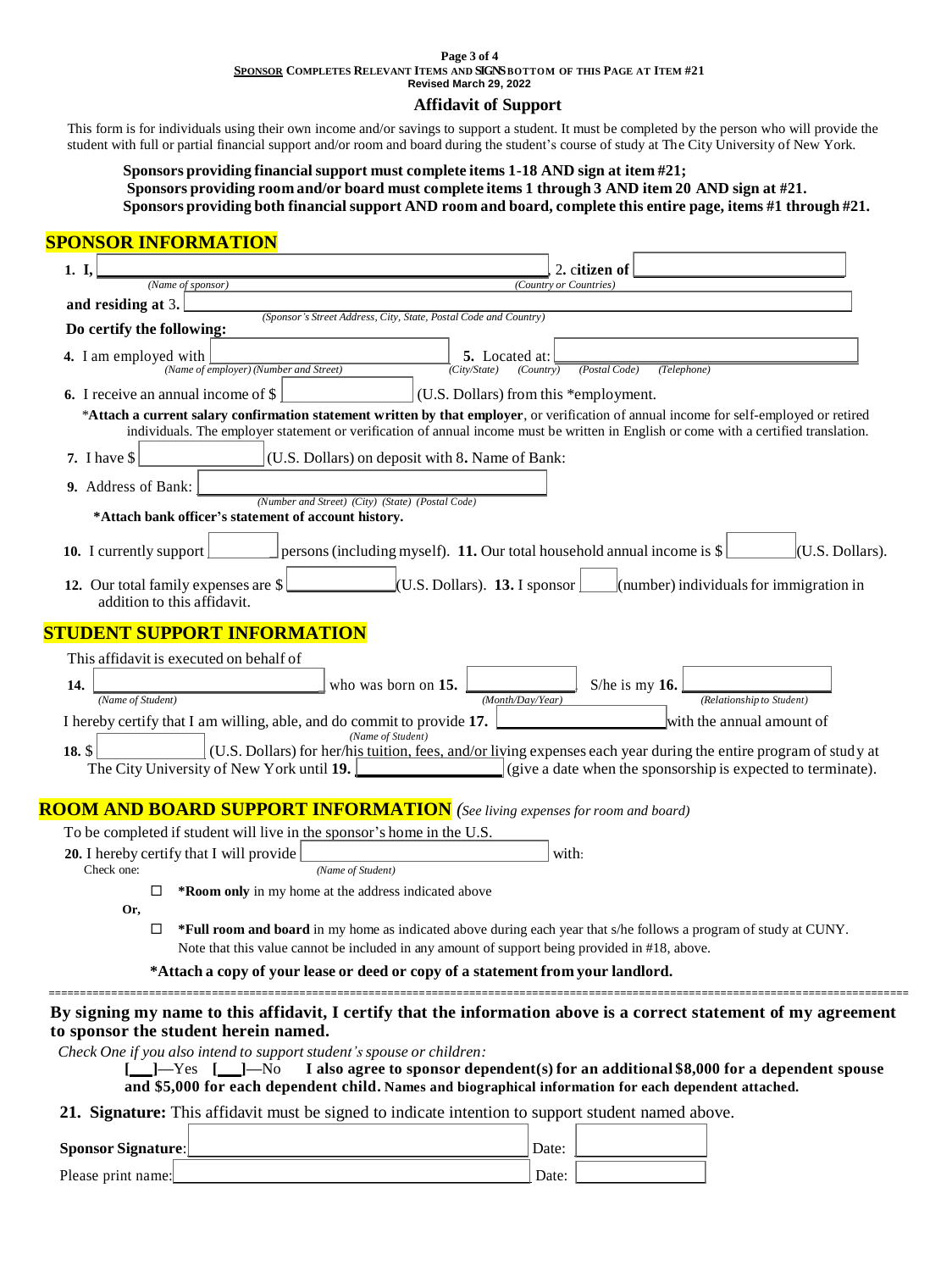**SPONSOR COMPLETES RELEVANT ITEMS AND SIGNS BOTTOM OF THIS PAGE AT ITEM #21**
Revised March 29, 2022

## Affidavit of Support

This form is for individuals using their own income and/or savings to support a student. It must be completed by the person who will provide the student with full or partial financial support and/or room and board during the student's course of study at The City University of New York.

**Sponsors providing financial support must complete items 1-18 AND sign at item #21;**
**Sponsors providing room and/or board must complete items 1 through 3 AND item 20 AND sign at #21.**
**Sponsors providing both financial support AND room and board, complete this entire page, items #1 through #21.**

## SPONSOR INFORMATION

**1.** I, ______________________ *(Name of sponsor)*, **2.** citizen of ______________________ *(Country or Countries)*

and residing at **3.** ______________________ *(Sponsor's Street Address, City, State, Postal Code and Country)*

**Do certify the following:**

**4.** I am employed with ______________________ *(Name of employer) (Number and Street)* **5.** Located at: ______________________ *(City/State) (Country) (Postal Code) (Telephone)*

**6.** I receive an annual income of $ __________ (U.S. Dollars) from this *employment.

*__Attach a current salary confirmation statement written by that employer__, or verification of annual income for self-employed or retired individuals. The employer statement or verification of annual income must be written in English or come with a certified translation.

**7.** I have $ __________ (U.S. Dollars) on deposit with **8.** Name of Bank: ______________________

**9.** Address of Bank: ______________________ *(Number and Street) (City) (State) (Postal Code)*

**\*Attach bank officer's statement of account history.**

**10.** I currently support __________ persons (including myself). **11.** Our total household annual income is $ __________ (U.S. Dollars).

**12.** Our total family expenses are $ __________ (U.S. Dollars). **13.** I sponsor __________ (number) individuals for immigration in addition to this affidavit.

## STUDENT SUPPORT INFORMATION

This affidavit is executed on behalf of

**14.** ______________________ *(Name of Student)* who was born on **15.** __________ *(Month/Day/Year)* S/he is my **16.** __________ *(Relationship to Student)*

I hereby certify that I am willing, able, and do commit to provide **17.** ______________________ *(Name of Student)* with the annual amount of

**18.** $ __________ (U.S. Dollars) for her/his tuition, fees, and/or living expenses each year during the entire program of study at The City University of New York until **19.** __________ (give a date when the sponsorship is expected to terminate).

## ROOM AND BOARD SUPPORT INFORMATION *(See living expenses for room and board)*

To be completed if student will live in the sponsor's home in the U.S.

**20.** I hereby certify that I will provide ______________________ *(Name of Student)* with:

Check one:

☐ ***Room only** in my home at the address indicated above

**Or,**

☐ ***Full room and board** in my home as indicated above during each year that s/he follows a program of study at CUNY. Note that this value cannot be included in any amount of support being provided in #18, above.

**\*Attach a copy of your lease or deed or copy of a statement from your landlord.**

---

**By signing my name to this affidavit, I certify that the information above is a correct statement of my agreement to sponsor the student herein named.**

*Check One if you also intend to support student's spouse or children:*

[___]—Yes [___]—No **I also agree to sponsor dependent(s) for an additional $8,000 for a dependent spouse and $5,000 for each dependent child. Names and biographical information for each dependent attached.**

**21. Signature:** This affidavit must be signed to indicate intention to support student named above.

**Sponsor Signature**: ______________________ Date: __________

Please print name: ______________________ Date: __________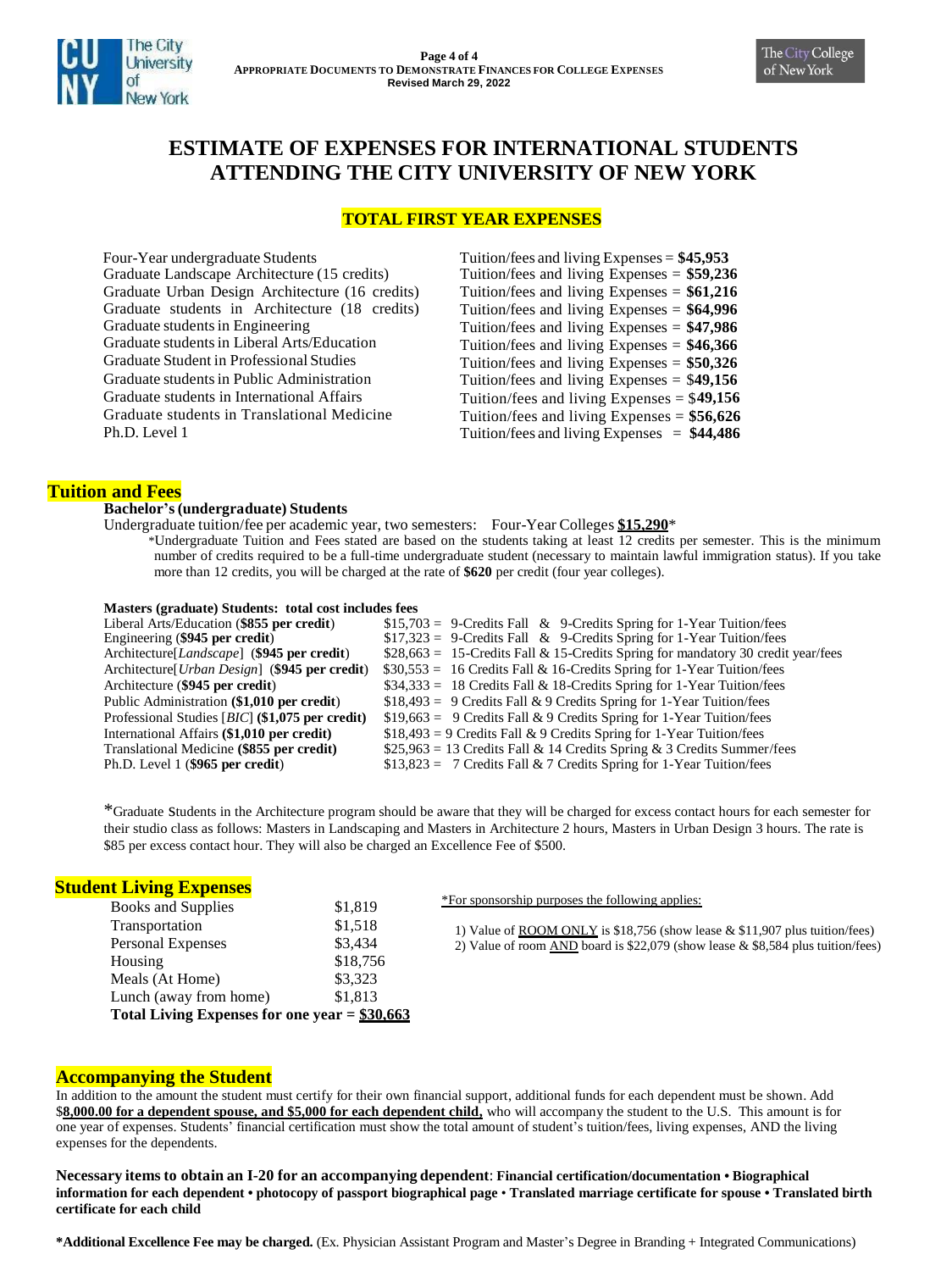# ESTIMATE OF EXPENSES FOR INTERNATIONAL STUDENTS ATTENDING THE CITY UNIVERSITY OF NEW YORK

## TOTAL FIRST YEAR EXPENSES

| | |
|---|---|
| Four-Year undergraduate Students | Tuition/fees and living Expenses = **$45,953** |
| Graduate Landscape Architecture (15 credits) | Tuition/fees and living Expenses = **$59,236** |
| Graduate Urban Design Architecture (16 credits) | Tuition/fees and living Expenses = **$61,216** |
| Graduate students in Architecture (18 credits) | Tuition/fees and living Expenses = **$64,996** |
| Graduate students in Engineering | Tuition/fees and living Expenses = **$47,986** |
| Graduate students in Liberal Arts/Education | Tuition/fees and living Expenses = **$46,366** |
| Graduate Student in Professional Studies | Tuition/fees and living Expenses = **$50,326** |
| Graduate students in Public Administration | Tuition/fees and living Expenses = $**49,156** |
| Graduate students in International Affairs | Tuition/fees and living Expenses = $**49,156** |
| Graduate students in Translational Medicine | Tuition/fees and living Expenses = **$56,626** |
| Ph.D. Level 1 | Tuition/fees and living Expenses = **$44,486** |

## Tuition and Fees

**Bachelor's (undergraduate) Students**

Undergraduate tuition/fee per academic year, two semesters: Four-Year Colleges **$15,290***

*Undergraduate Tuition and Fees stated are based on the students taking at least 12 credits per semester. This is the minimum number of credits required to be a full-time undergraduate student (necessary to maintain lawful immigration status). If you take more than 12 credits, you will be charged at the rate of **$620** per credit (four year colleges).

**Masters (graduate) Students: total cost includes fees**

| | |
|---|---|
| Liberal Arts/Education (**$855 per credit**) | $15,703 = 9-Credits Fall & 9-Credits Spring for 1-Year Tuition/fees |
| Engineering (**$945 per credit**) | $17,323 = 9-Credits Fall & 9-Credits Spring for 1-Year Tuition/fees |
| Architecture[*Landscape*] (**$945 per credit**) | $28,663 = 15-Credits Fall & 15-Credits Spring for mandatory 30 credit year/fees |
| Architecture[*Urban Design*] (**$945 per credit**) | $30,553 = 16 Credits Fall & 16-Credits Spring for 1-Year Tuition/fees |
| Architecture (**$945 per credit**) | $34,333 = 18 Credits Fall & 18-Credits Spring for 1-Year Tuition/fees |
| Public Administration (**$1,010 per credit**) | $18,493 = 9 Credits Fall & 9 Credits Spring for 1-Year Tuition/fees |
| Professional Studies [*BIC*] (**$1,075 per credit**) | $19,663 = 9 Credits Fall & 9 Credits Spring for 1-Year Tuition/fees |
| International Affairs (**$1,010 per credit**) | $18,493 = 9 Credits Fall & 9 Credits Spring for 1-Year Tuition/fees |
| Translational Medicine (**$855 per credit**) | $25,963 = 13 Credits Fall & 14 Credits Spring & 3 Credits Summer/fees |
| Ph.D. Level 1 (**$965 per credit**) | $13,823 = 7 Credits Fall & 7 Credits Spring for 1-Year Tuition/fees |

*Graduate Students in the Architecture program should be aware that they will be charged for excess contact hours for each semester for their studio class as follows: Masters in Landscaping and Masters in Architecture 2 hours, Masters in Urban Design 3 hours. The rate is $85 per excess contact hour. They will also be charged an Excellence Fee of $500.

## Student Living Expenses

| | |
|---|---|
| Books and Supplies | $1,819 |
| Transportation | $1,518 |
| Personal Expenses | $3,434 |
| Housing | $18,756 |
| Meals (At Home) | $3,323 |
| Lunch (away from home) | $1,813 |
| **Total Living Expenses for one year =** | **$30,663** |

*For sponsorship purposes the following applies:

1) Value of ROOM ONLY is $18,756 (show lease & $11,907 plus tuition/fees)
2) Value of room AND board is $22,079 (show lease & $8,584 plus tuition/fees)

## Accompanying the Student

In addition to the amount the student must certify for their own financial support, additional funds for each dependent must be shown. Add $**8,000.00 for a dependent spouse, and $5,000 for each dependent child,** who will accompany the student to the U.S. This amount is for one year of expenses. Students' financial certification must show the total amount of student's tuition/fees, living expenses, AND the living expenses for the dependents.

**Necessary items to obtain an I-20 for an accompanying dependent**: **Financial certification/documentation • Biographical information for each dependent • photocopy of passport biographical page • Translated marriage certificate for spouse • Translated birth certificate for each child**

***Additional Excellence Fee may be charged.** (Ex. Physician Assistant Program and Master's Degree in Branding + Integrated Communications)